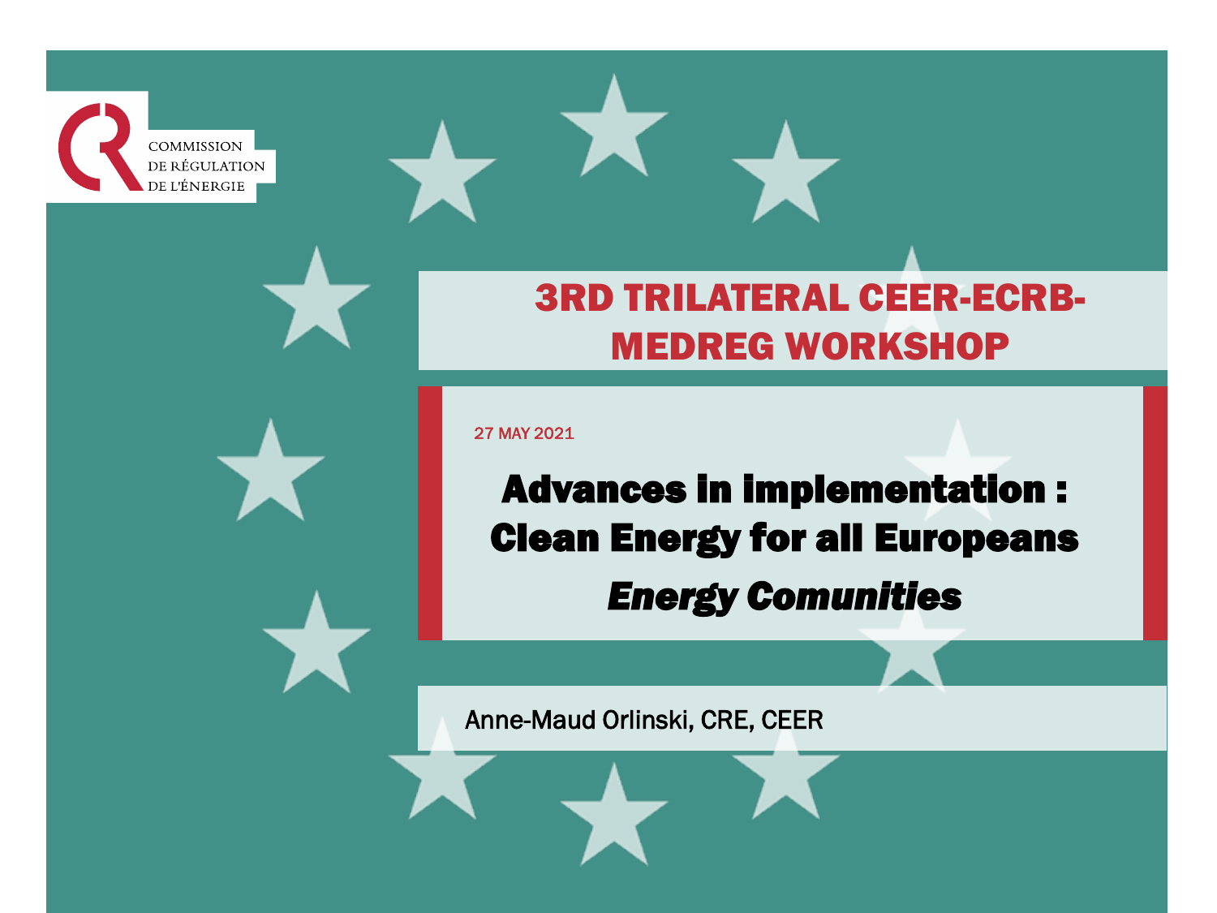COMMISSION
DE RÉGULATION
DE L'ÉNERGIE

# 3RD TRILATERAL CEER-ECRB-MEDREG WORKSHOP

27 MAY 2021

## Advances in implementation : Clean Energy for all Europeans

## *Energy Comunities*

Anne-Maud Orlinski, CRE, CEER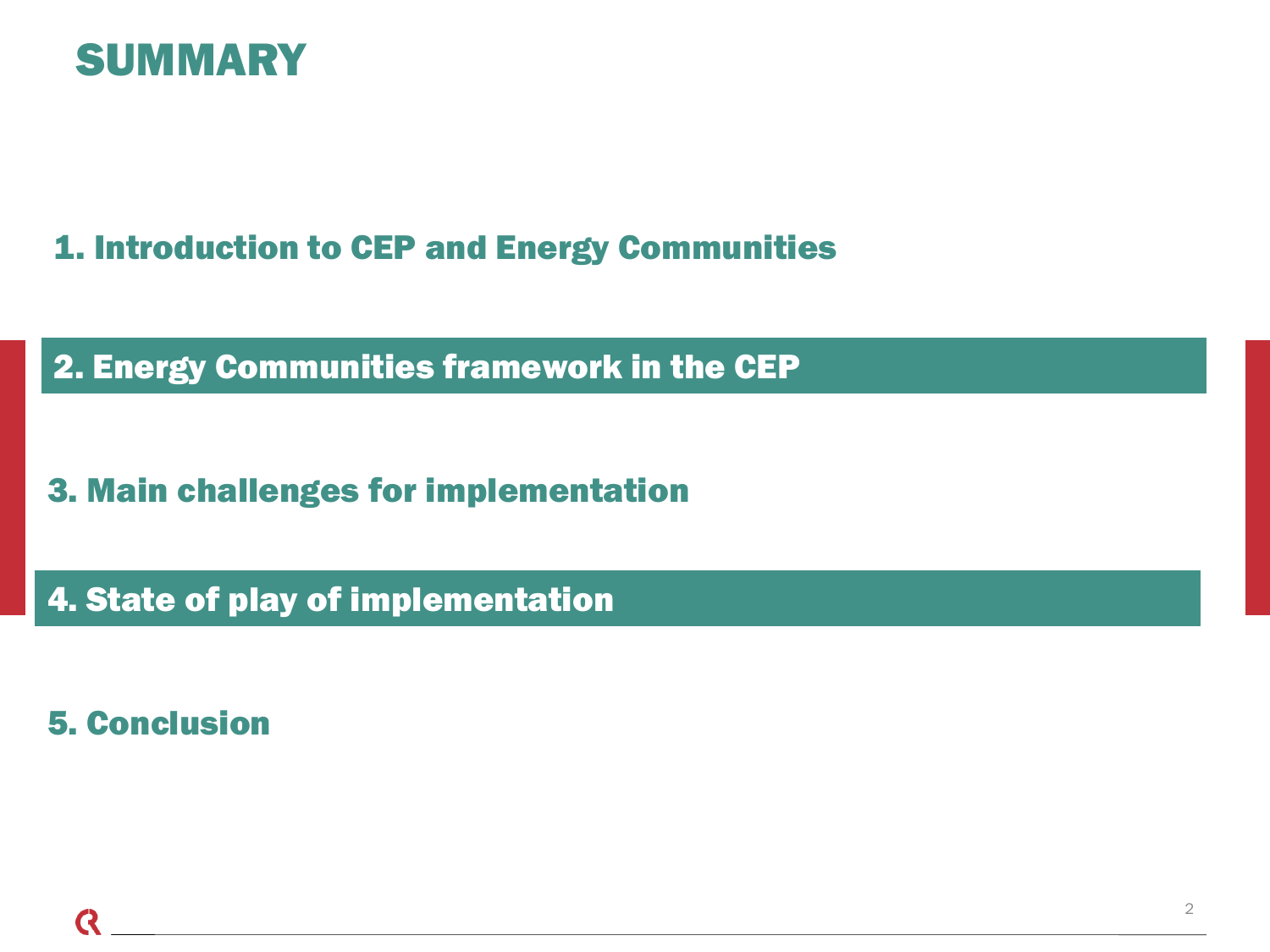# SUMMARY

1. Introduction to CEP and Energy Communities

2. Energy Communities framework in the CEP

3. Main challenges for implementation

4. State of play of implementation

5. Conclusion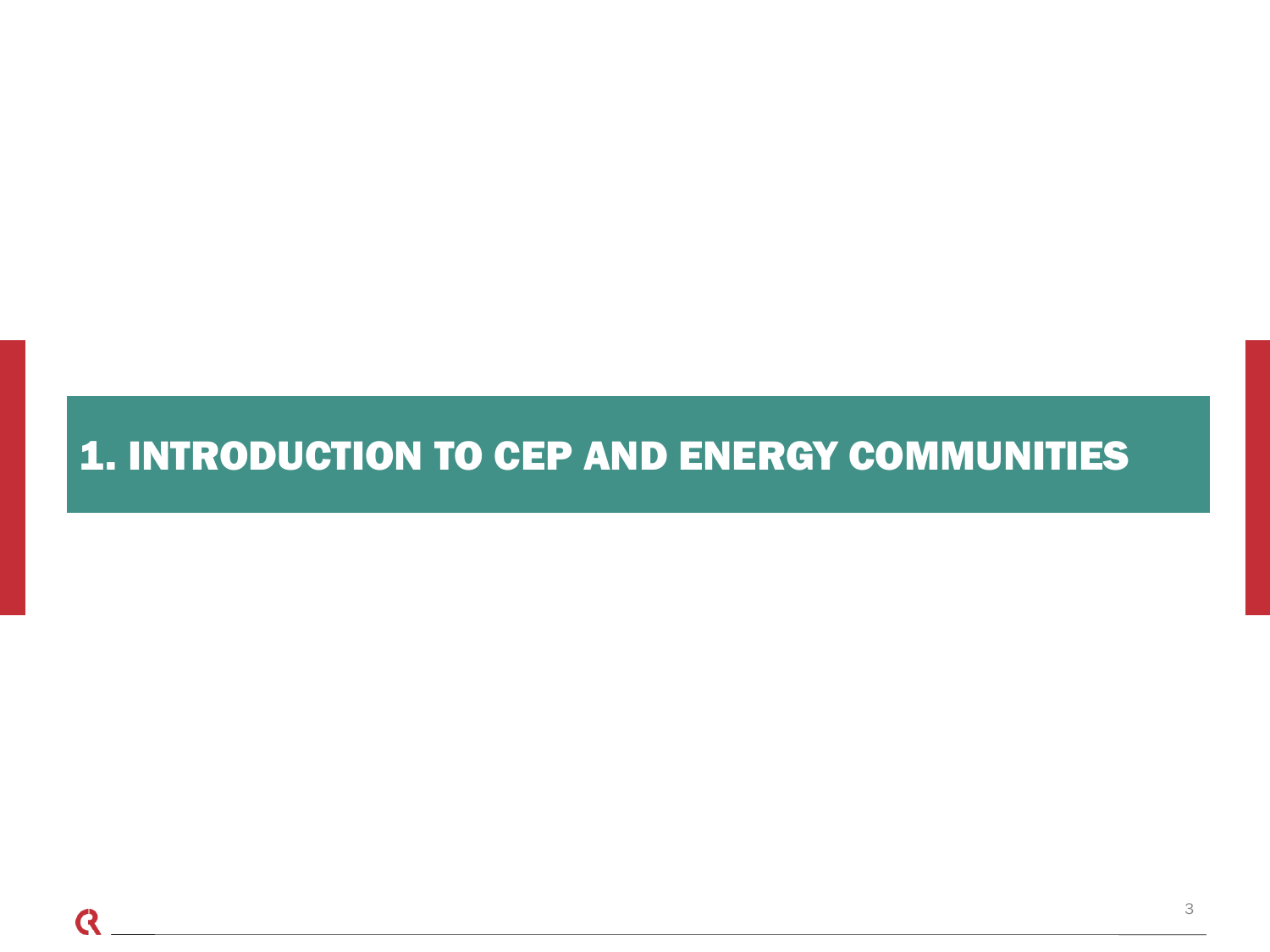# 1. INTRODUCTION TO CEP AND ENERGY COMMUNITIES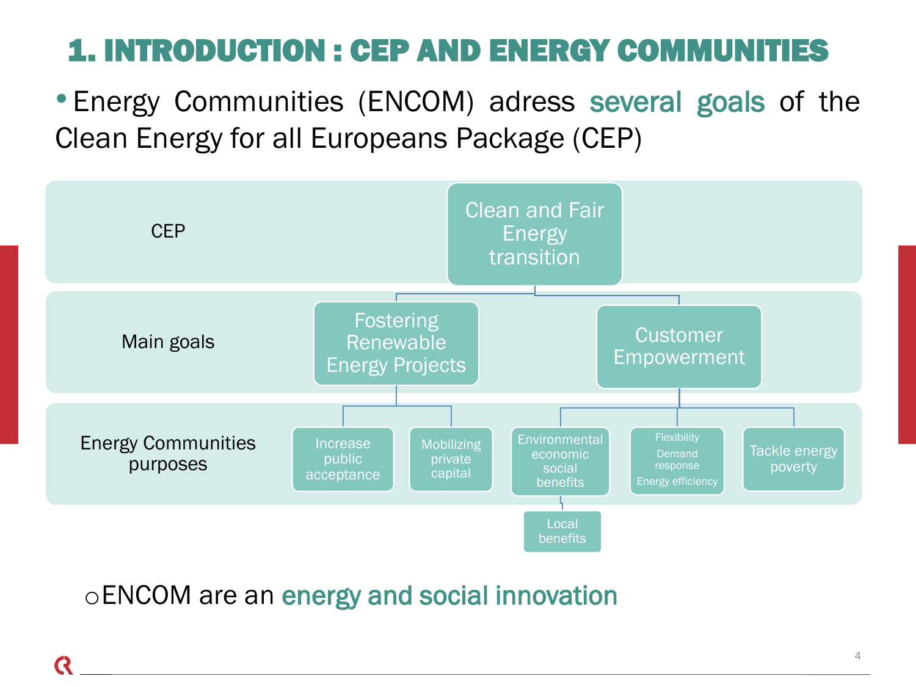# 1. INTRODUCTION : CEP AND ENERGY COMMUNITIES

- Energy Communities (ENCOM) adress several goals of the Clean Energy for all Europeans Package (CEP)

CEP

- Clean and Fair Energy transition

Main goals

- Fostering Renewable Energy Projects
- Customer Empowerment

Energy Communities purposes

- Increase public acceptance
- Mobilizing private capital
- Environmental economic social benefits
  - Local benefits
- Flexibility, Demand response, Energy efficiency
- Tackle energy poverty

  - ENCOM are an energy and social innovation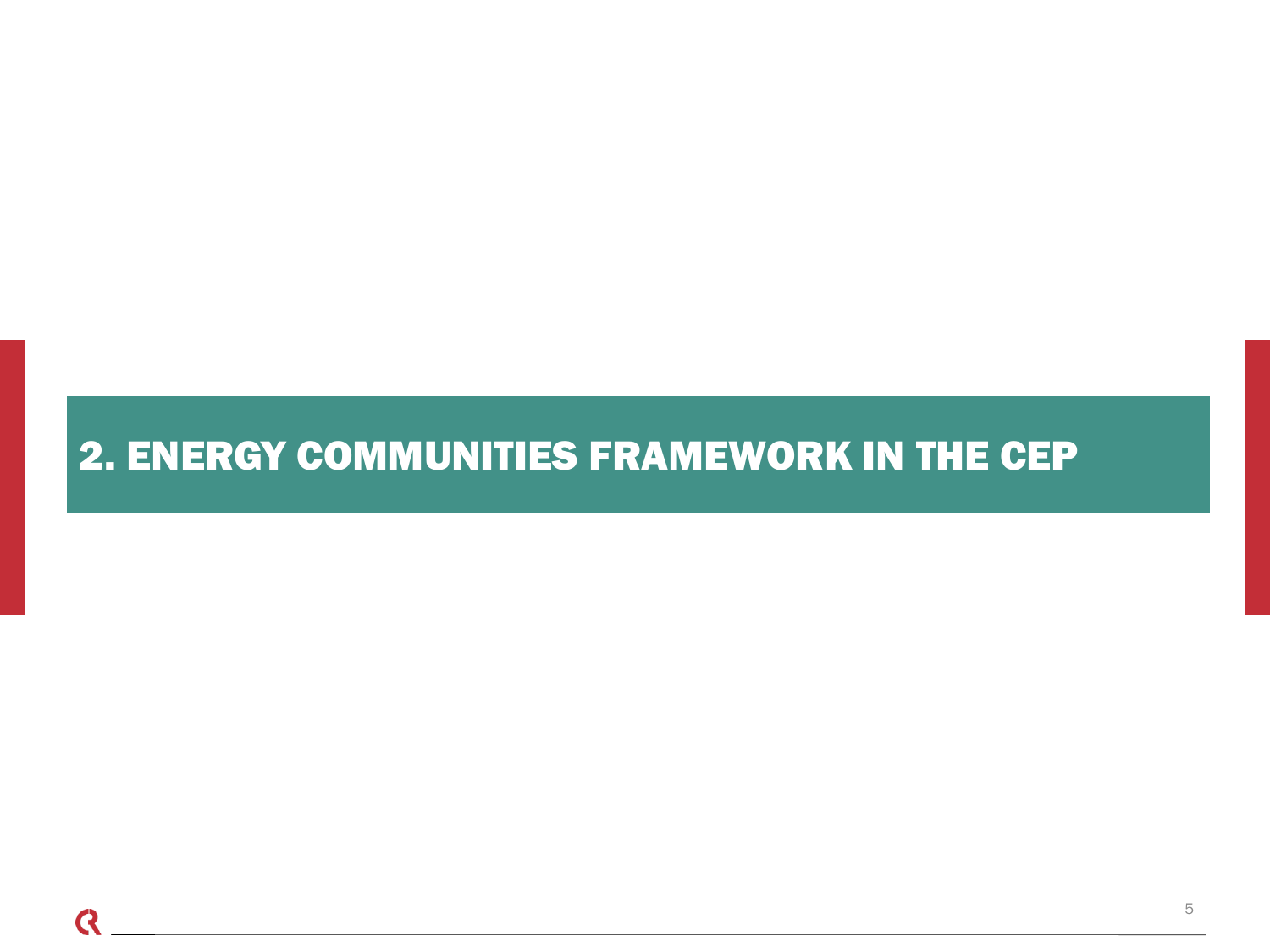# 2. ENERGY COMMUNITIES FRAMEWORK IN THE CEP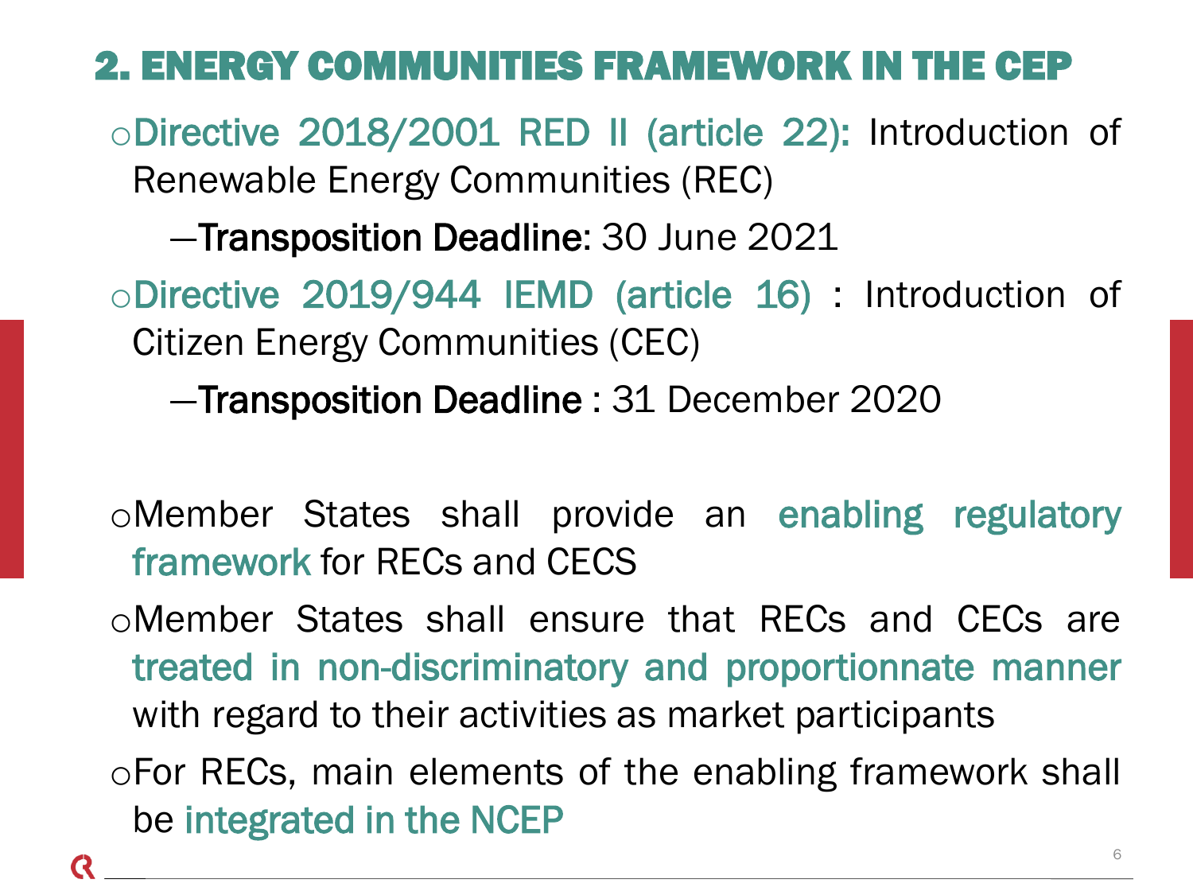## 2. ENERGY COMMUNITIES FRAMEWORK IN THE CEP

- Directive 2018/2001 RED II (article 22): Introduction of Renewable Energy Communities (REC)
  - **Transposition Deadline**: 30 June 2021
- Directive 2019/944 IEMD (article 16) : Introduction of Citizen Energy Communities (CEC)
  - **Transposition Deadline** : 31 December 2020

- Member States shall provide an enabling regulatory framework for RECs and CECS
- Member States shall ensure that RECs and CECs are treated in non-discriminatory and proportionnate manner with regard to their activities as market participants
- For RECs, main elements of the enabling framework shall be integrated in the NCEP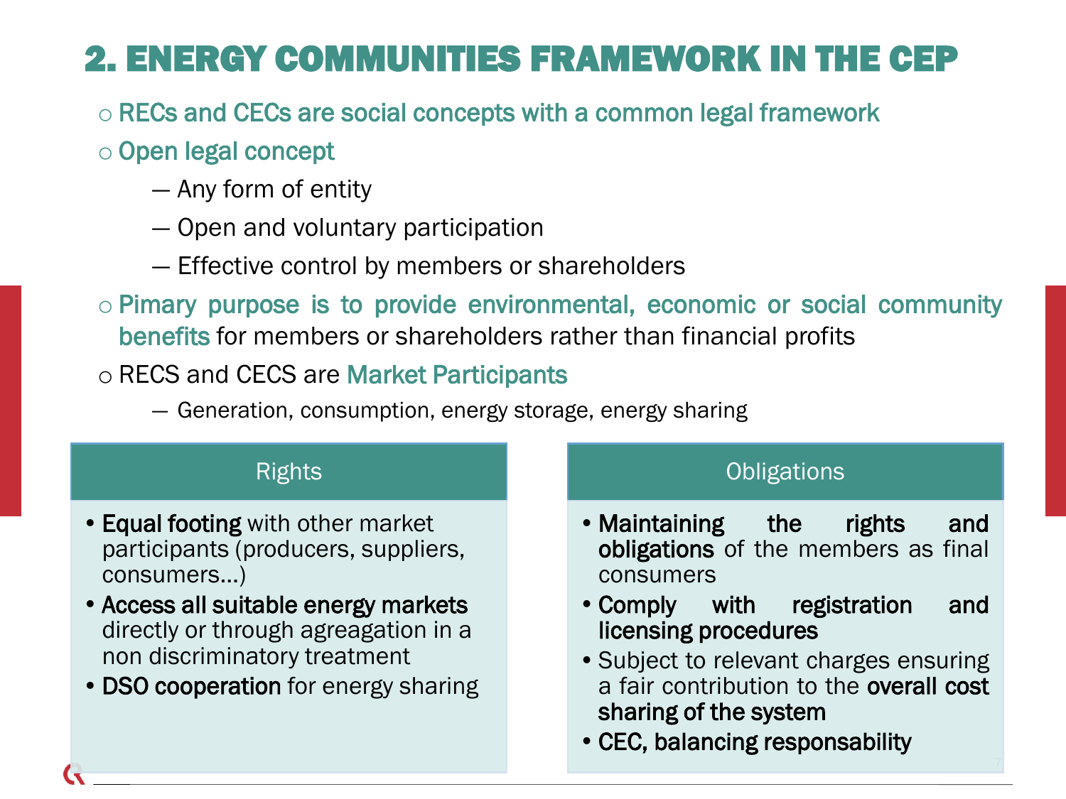# 2. ENERGY COMMUNITIES FRAMEWORK IN THE CEP

- RECs and CECs are social concepts with a common legal framework
- Open legal concept
  - Any form of entity
  - Open and voluntary participation
  - Effective control by members or shareholders
- Pimary purpose is to provide environmental, economic or social community benefits for members or shareholders rather than financial profits
- RECS and CECS are Market Participants
  - Generation, consumption, energy storage, energy sharing

| Rights | Obligations |
| --- | --- |
| • **Equal footing** with other market participants (producers, suppliers, consumers…)<br>• **Access all suitable energy markets** directly or through agreagation in a non discriminatory treatment<br>• **DSO cooperation** for energy sharing | • **Maintaining the rights and obligations** of the members as final consumers<br>• **Comply with registration and licensing procedures**<br>• Subject to relevant charges ensuring a fair contribution to the **overall cost sharing of the system**<br>• **CEC, balancing responsability** |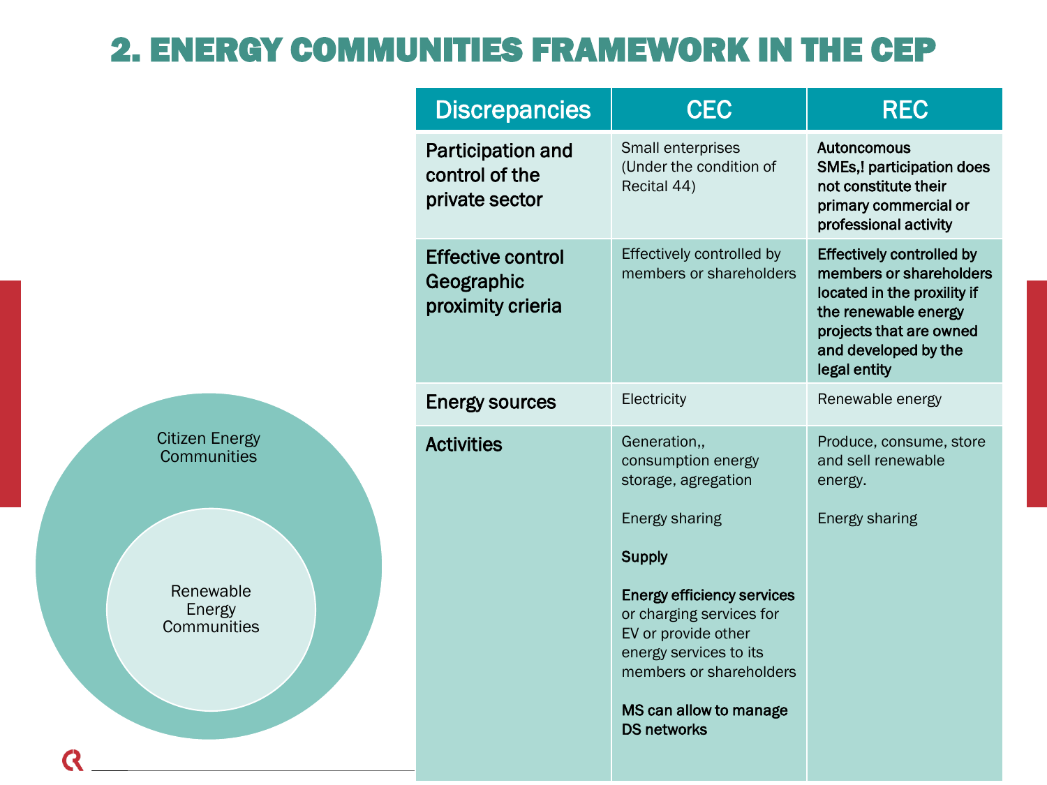# 2. ENERGY COMMUNITIES FRAMEWORK IN THE CEP

Citizen Energy Communities

Renewable Energy Communities

| Discrepancies | CEC | REC |
|---|---|---|
| Participation and control of the private sector | Small enterprises (Under the condition of Recital 44) | **Autoncomous SMEs,! participation does not constitute their primary commercial or professional activity** |
| Effective control Geographic proximity crieria | Effectively controlled by members or shareholders | **Effectively controlled by members or shareholders located in the proxility if the renewable energy projects that are owned and developed by the legal entity** |
| Energy sources | Electricity | Renewable energy |
| Activities | Generation,, consumption energy storage, agregation<br><br>Energy sharing<br><br>**Supply**<br><br>**Energy efficiency services** or charging services for EV or provide other energy services to its members or shareholders<br><br>**MS can allow to manage DS networks** | Produce, consume, store and sell renewable energy.<br><br>Energy sharing |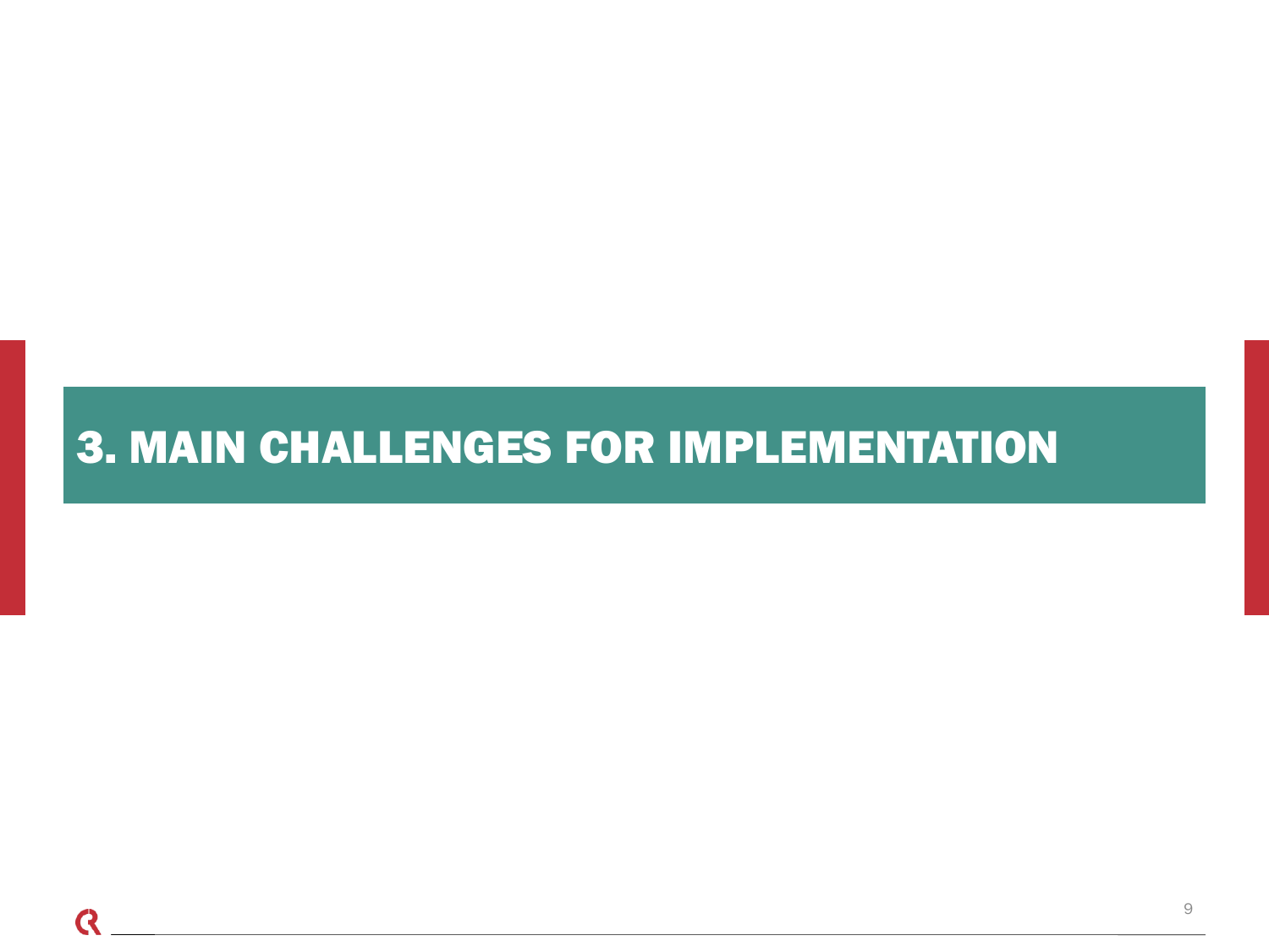# 3. MAIN CHALLENGES FOR IMPLEMENTATION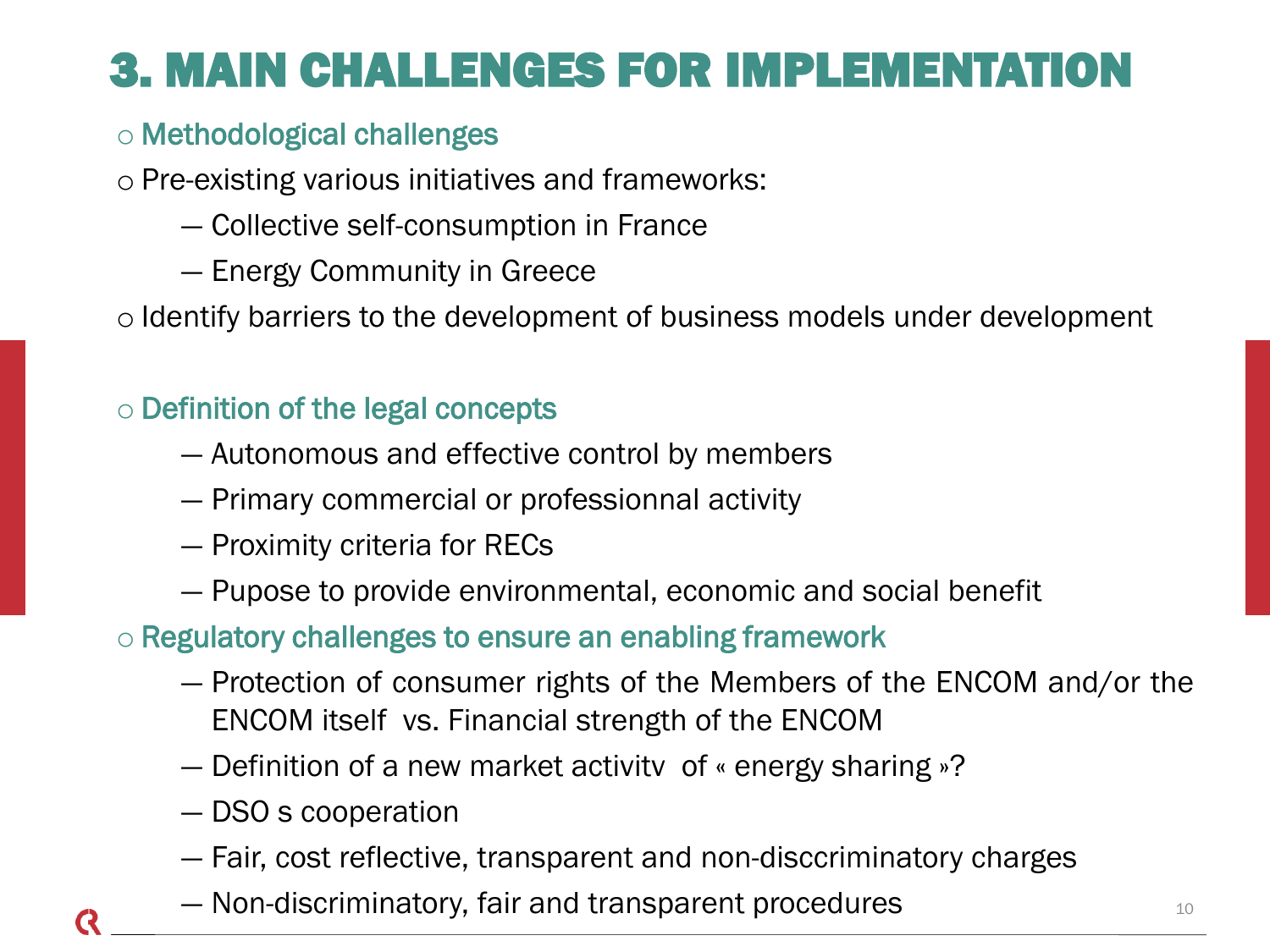# 3. MAIN CHALLENGES FOR IMPLEMENTATION

- Methodological challenges
- Pre-existing various initiatives and frameworks:
  - Collective self-consumption in France
  - Energy Community in Greece
- Identify barriers to the development of business models under development

- Definition of the legal concepts
  - Autonomous and effective control by members
  - Primary commercial or professionnal activity
  - Proximity criteria for RECs
  - Pupose to provide environmental, economic and social benefit
- Regulatory challenges to ensure an enabling framework
  - Protection of consumer rights of the Members of the ENCOM and/or the ENCOM itself vs. Financial strength of the ENCOM
  - Definition of a new market activitv of « energy sharing »?
  - DSO s cooperation
  - Fair, cost reflective, transparent and non-disccriminatory charges
  - Non-discriminatory, fair and transparent procedures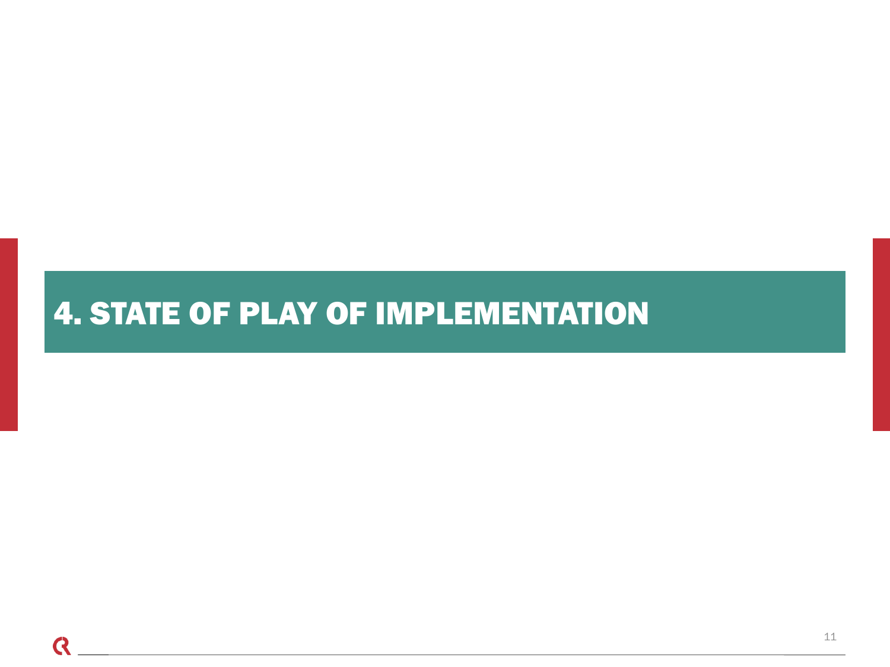# 4. STATE OF PLAY OF IMPLEMENTATION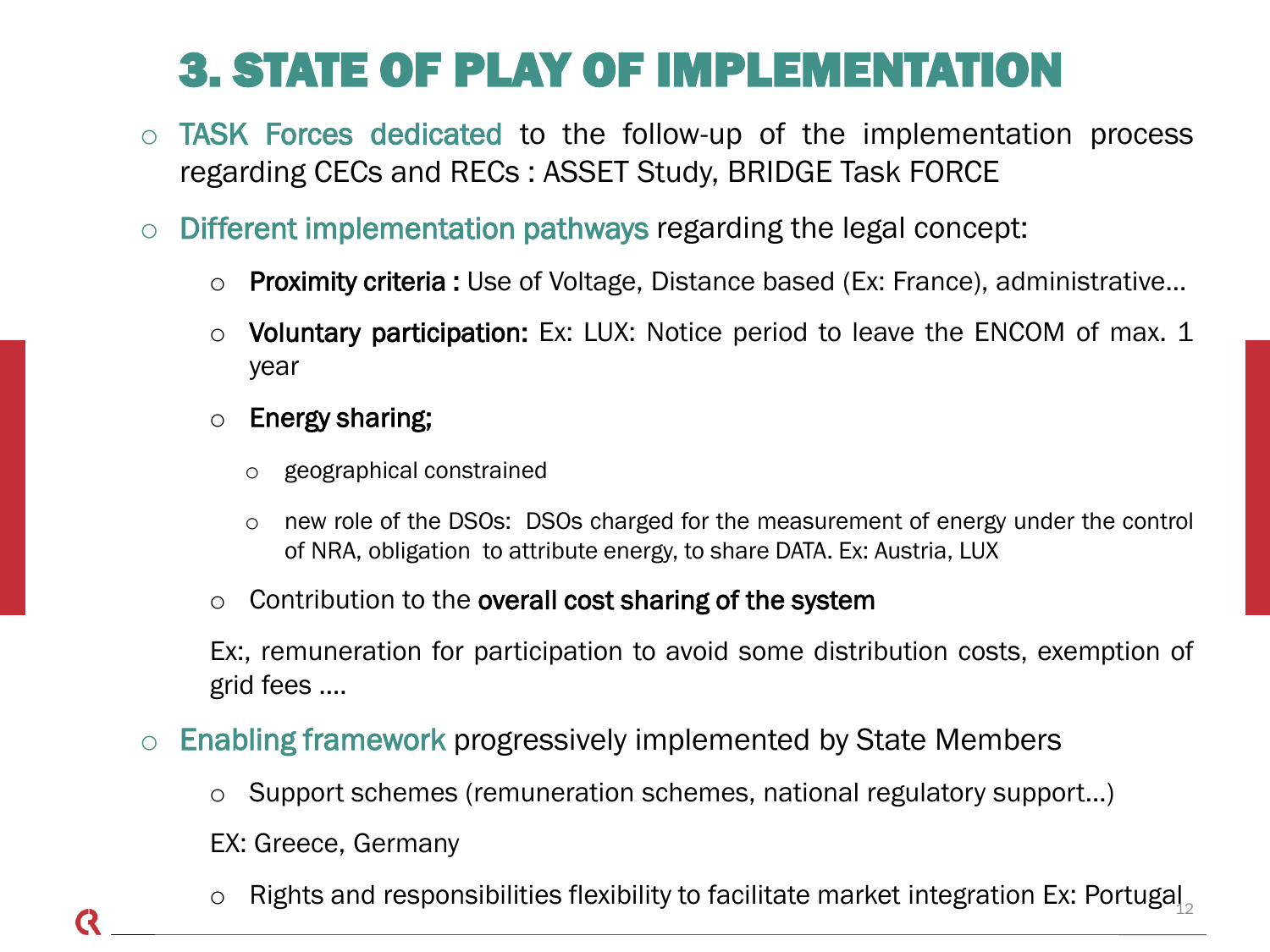# 3. STATE OF PLAY OF IMPLEMENTATION

- TASK Forces dedicated to the follow-up of the implementation process regarding CECs and RECs : ASSET Study, BRIDGE Task FORCE
- Different implementation pathways regarding the legal concept:
  - **Proximity criteria :** Use of Voltage, Distance based (Ex: France), administrative…
  - **Voluntary participation:** Ex: LUX: Notice period to leave the ENCOM of max. 1 year
  - **Energy sharing;**
    - geographical constrained
    - new role of the DSOs: DSOs charged for the measurement of energy under the control of NRA, obligation to attribute energy, to share DATA. Ex: Austria, LUX
  - Contribution to the **overall cost sharing of the system**

    Ex:, remuneration for participation to avoid some distribution costs, exemption of grid fees ….
- Enabling framework progressively implemented by State Members
  - Support schemes (remuneration schemes, national regulatory support…)

    EX: Greece, Germany
  - Rights and responsibilities flexibility to facilitate market integration Ex: Portugal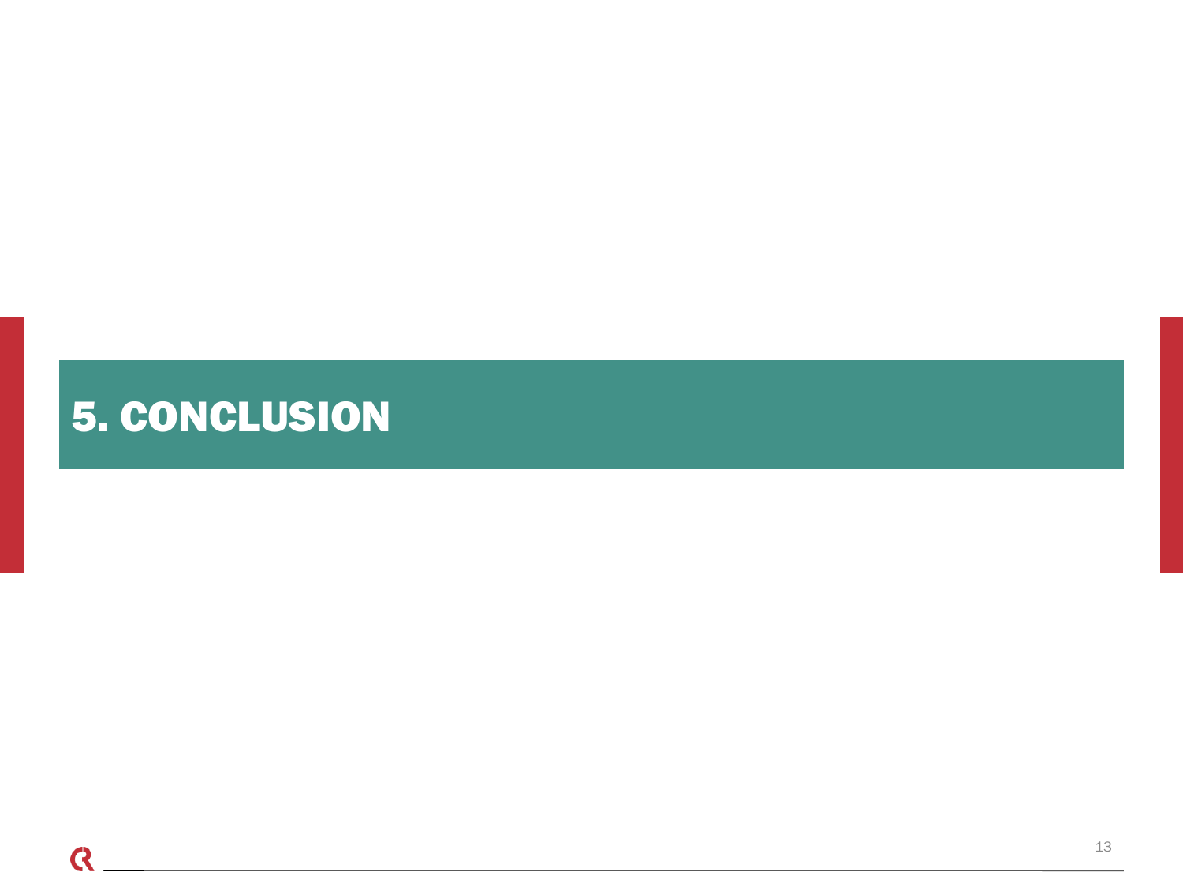# 5. CONCLUSION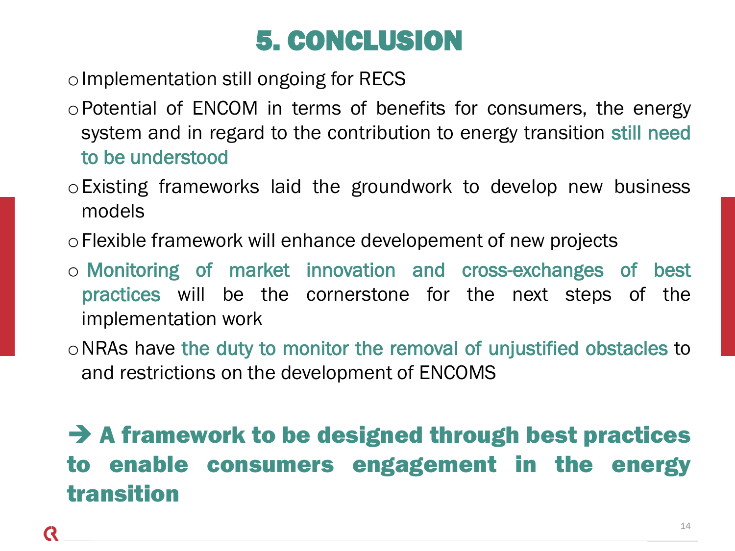# 5. CONCLUSION

- Implementation still ongoing for RECS
- Potential of ENCOM in terms of benefits for consumers, the energy system and in regard to the contribution to energy transition still need to be understood
- Existing frameworks laid the groundwork to develop new business models
- Flexible framework will enhance developement of new projects
- Monitoring of market innovation and cross-exchanges of best practices will be the cornerstone for the next steps of the implementation work
- NRAs have the duty to monitor the removal of unjustified obstacles to and restrictions on the development of ENCOMS

**➔ A framework to be designed through best practices to enable consumers engagement in the energy transition**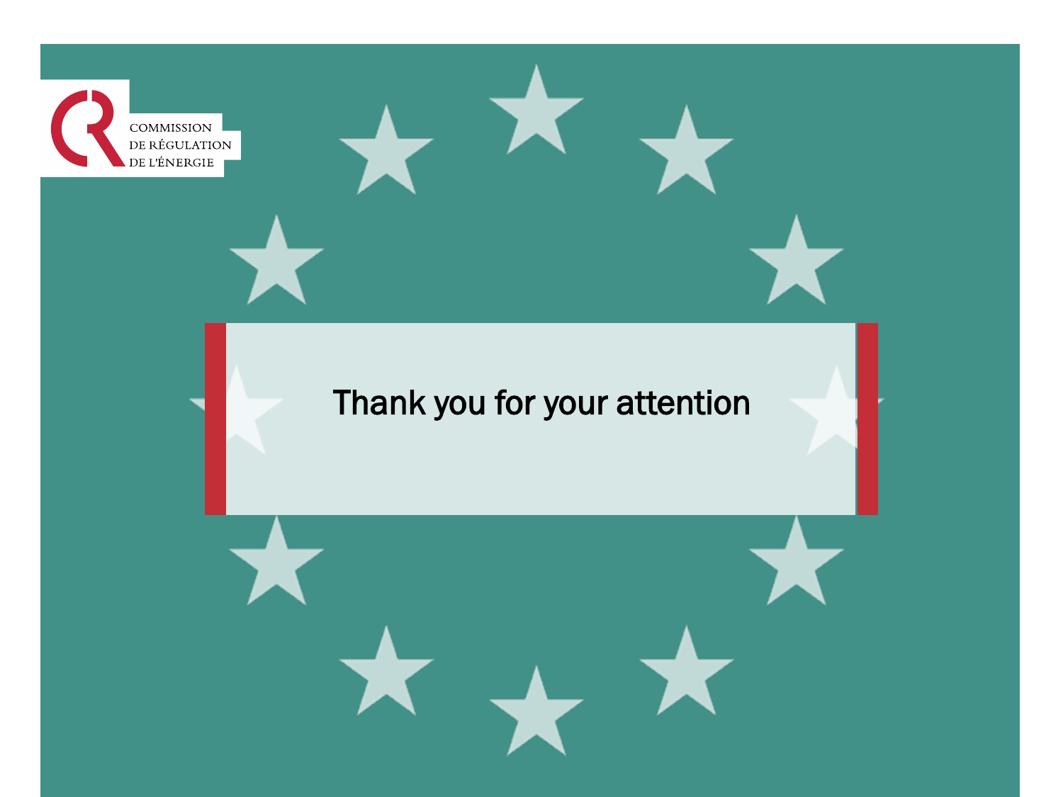COMMISSION DE RÉGULATION DE L'ÉNERGIE

Thank you for your attention